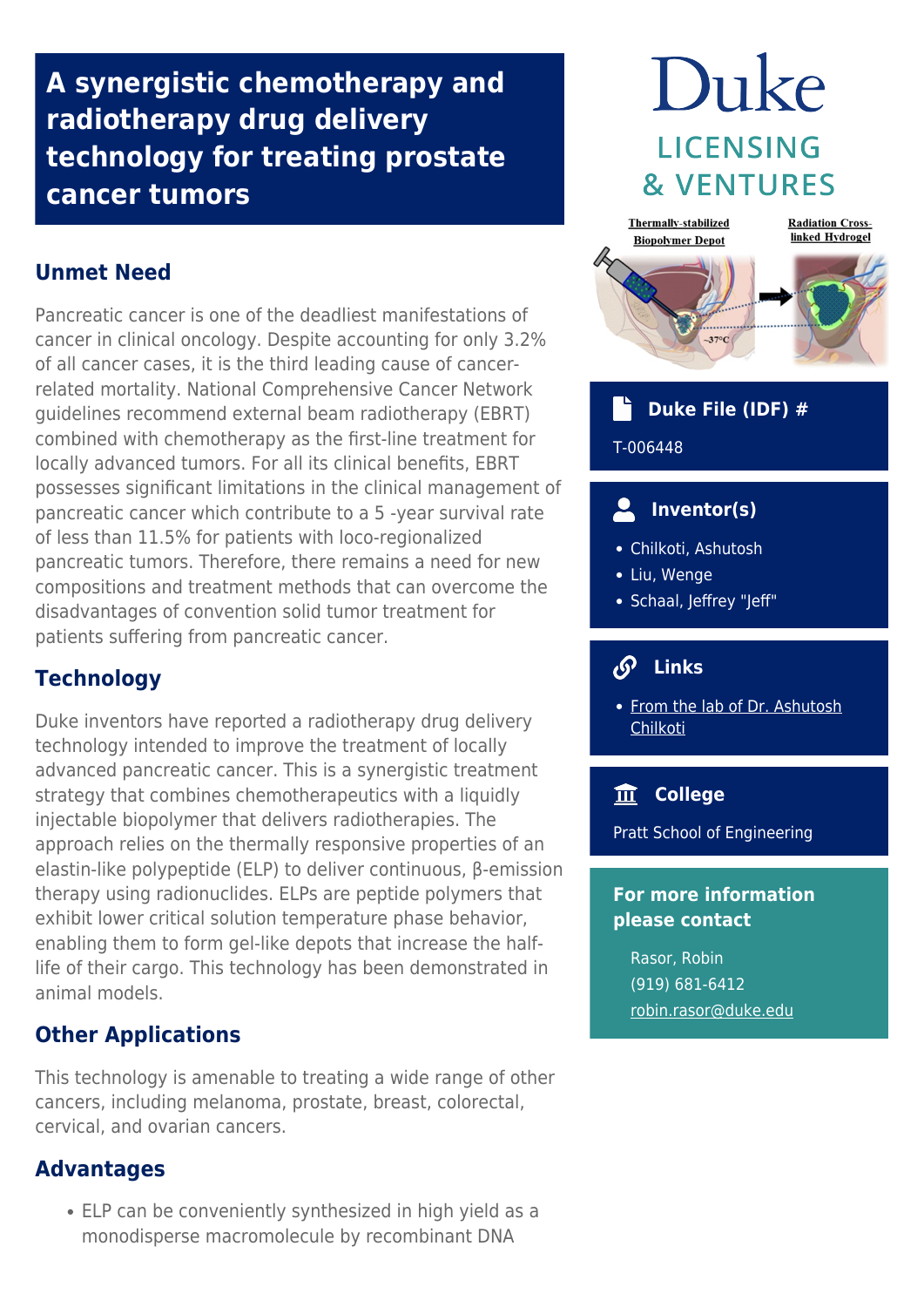# A synergistic chemotherapy and radiotherapy drug delivery technology for treating prostate cancer tumors

## Unmet Need

Pancreatic cancer is one of the deadliest manifestations of cancer in clinical oncology. Despite accounting for only 3.2% of all cancer cases, it is the third leading cause of cancer-related mortality. National Comprehensive Cancer Network guidelines recommend external beam radiotherapy (EBRT) combined with chemotherapy as the first-line treatment for locally advanced tumors. For all its clinical benefits, EBRT possesses significant limitations in the clinical management of pancreatic cancer which contribute to a 5 -year survival rate of less than 11.5% for patients with loco-regionalized pancreatic tumors. Therefore, there remains a need for new compositions and treatment methods that can overcome the disadvantages of convention solid tumor treatment for patients suffering from pancreatic cancer.

## Technology

Duke inventors have reported a radiotherapy drug delivery technology intended to improve the treatment of locally advanced pancreatic cancer. This is a synergistic treatment strategy that combines chemotherapeutics with a liquidly injectable biopolymer that delivers radiotherapies. The approach relies on the thermally responsive properties of an elastin-like polypeptide (ELP) to deliver continuous, β-emission therapy using radionuclides. ELPs are peptide polymers that exhibit lower critical solution temperature phase behavior, enabling them to form gel-like depots that increase the half-life of their cargo. This technology has been demonstrated in animal models.

## Other Applications

This technology is amenable to treating a wide range of other cancers, including melanoma, prostate, breast, colorectal, cervical, and ovarian cancers.

## Advantages

- ELP can be conveniently synthesized in high yield as a monodisperse macromolecule by recombinant DNA

Duke LICENSING & VENTURES

Thermally-stabilized Biopolymer Depot

Radiation Cross-linked Hydrogel

~37°C

### Duke File (IDF) #

T-006448

### Inventor(s)

- Chilkoti, Ashutosh
- Liu, Wenge
- Schaal, Jeffrey "Jeff"

### Links

- From the lab of Dr. Ashutosh Chilkoti

### College

Pratt School of Engineering

### For more information please contact

Rasor, Robin
(919) 681-6412
robin.rasor@duke.edu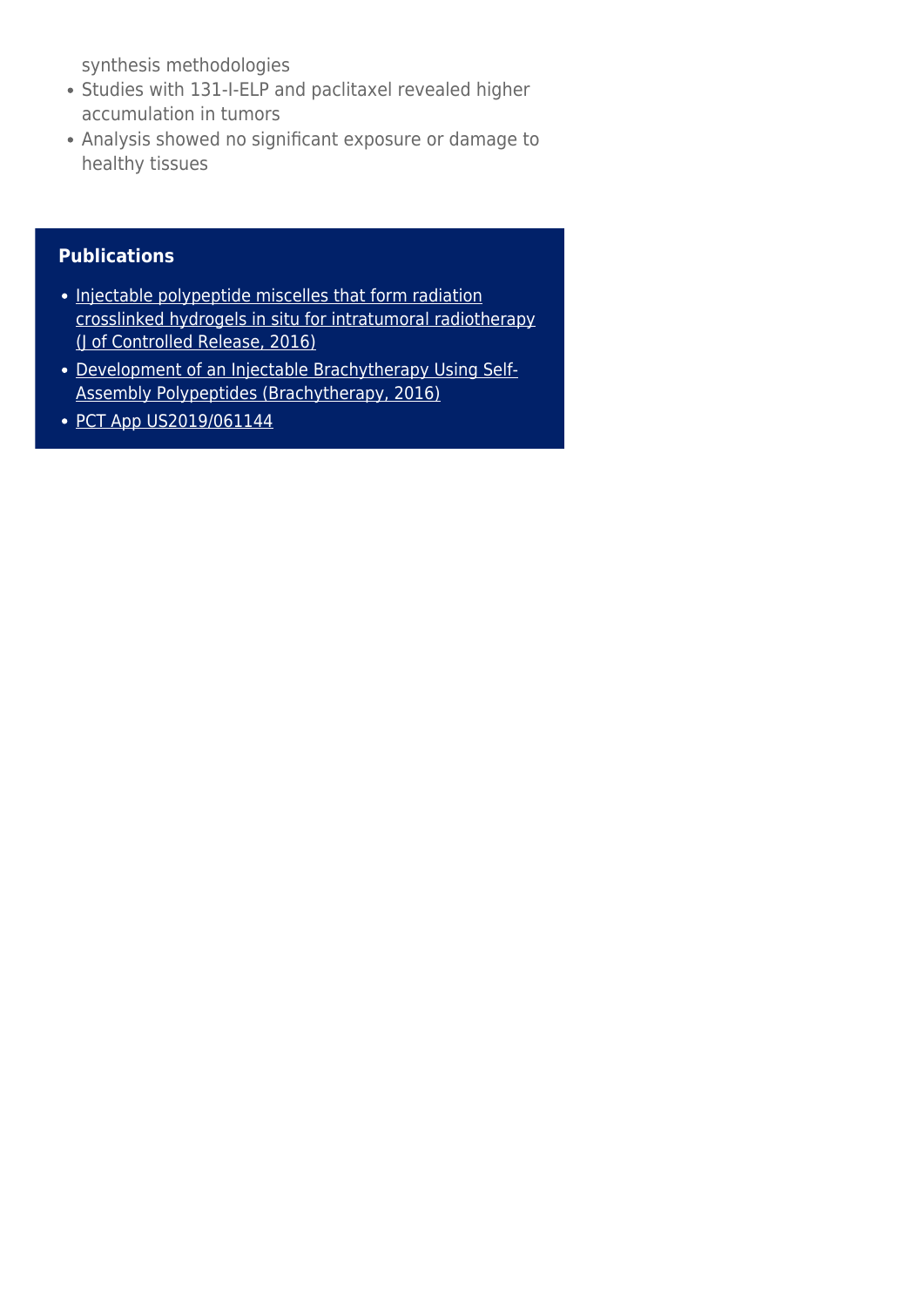synthesis methodologies

- Studies with 131-I-ELP and paclitaxel revealed higher accumulation in tumors
- Analysis showed no significant exposure or damage to healthy tissues

### Publications

- Injectable polypeptide miscelles that form radiation crosslinked hydrogels in situ for intratumoral radiotherapy (J of Controlled Release, 2016)
- Development of an Injectable Brachytherapy Using Self-Assembly Polypeptides (Brachytherapy, 2016)
- PCT App US2019/061144